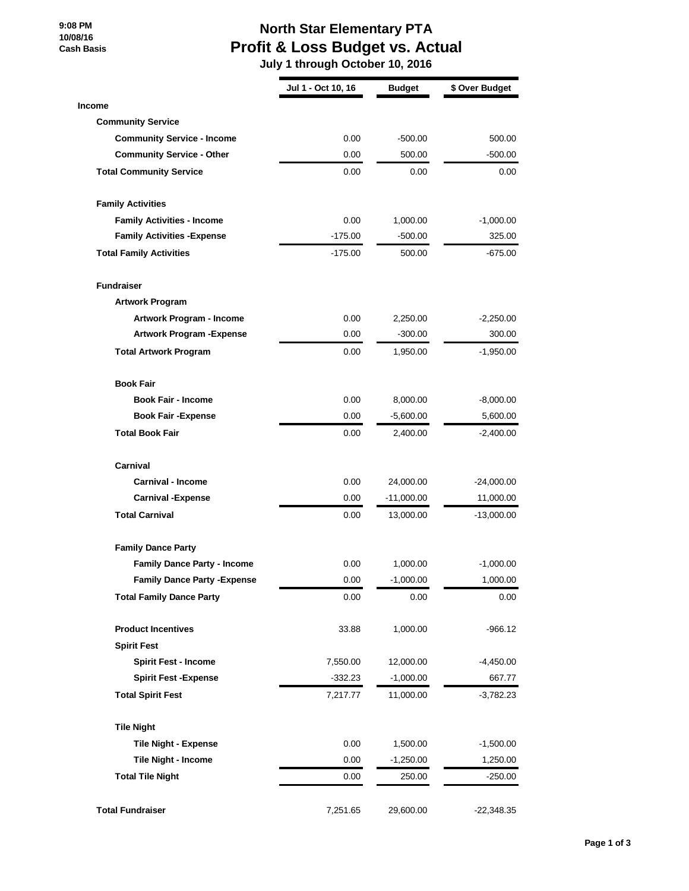9:08 PM
10/08/16
Cash Basis

# North Star Elementary PTA
## Profit & Loss Budget vs. Actual
### July 1 through October 10, 2016

| | Jul 1 - Oct 10, 16 | Budget | $ Over Budget |
|---|---|---|---|
| **Income** | | | |
| **Community Service** | | | |
| **Community Service - Income** | 0.00 | -500.00 | 500.00 |
| **Community Service - Other** | 0.00 | 500.00 | -500.00 |
| **Total Community Service** | 0.00 | 0.00 | 0.00 |
| **Family Activities** | | | |
| **Family Activities - Income** | 0.00 | 1,000.00 | -1,000.00 |
| **Family Activities -Expense** | -175.00 | -500.00 | 325.00 |
| **Total Family Activities** | -175.00 | 500.00 | -675.00 |
| **Fundraiser** | | | |
| **Artwork Program** | | | |
| **Artwork Program - Income** | 0.00 | 2,250.00 | -2,250.00 |
| **Artwork Program -Expense** | 0.00 | -300.00 | 300.00 |
| **Total Artwork Program** | 0.00 | 1,950.00 | -1,950.00 |
| **Book Fair** | | | |
| **Book Fair - Income** | 0.00 | 8,000.00 | -8,000.00 |
| **Book Fair -Expense** | 0.00 | -5,600.00 | 5,600.00 |
| **Total Book Fair** | 0.00 | 2,400.00 | -2,400.00 |
| **Carnival** | | | |
| **Carnival - Income** | 0.00 | 24,000.00 | -24,000.00 |
| **Carnival -Expense** | 0.00 | -11,000.00 | 11,000.00 |
| **Total Carnival** | 0.00 | 13,000.00 | -13,000.00 |
| **Family Dance Party** | | | |
| **Family Dance Party - Income** | 0.00 | 1,000.00 | -1,000.00 |
| **Family Dance Party -Expense** | 0.00 | -1,000.00 | 1,000.00 |
| **Total Family Dance Party** | 0.00 | 0.00 | 0.00 |
| **Product Incentives** | 33.88 | 1,000.00 | -966.12 |
| **Spirit Fest** | | | |
| **Spirit Fest - Income** | 7,550.00 | 12,000.00 | -4,450.00 |
| **Spirit Fest -Expense** | -332.23 | -1,000.00 | 667.77 |
| **Total Spirit Fest** | 7,217.77 | 11,000.00 | -3,782.23 |
| **Tile Night** | | | |
| **Tile Night - Expense** | 0.00 | 1,500.00 | -1,500.00 |
| **Tile Night - Income** | 0.00 | -1,250.00 | 1,250.00 |
| **Total Tile Night** | 0.00 | 250.00 | -250.00 |
| **Total Fundraiser** | 7,251.65 | 29,600.00 | -22,348.35 |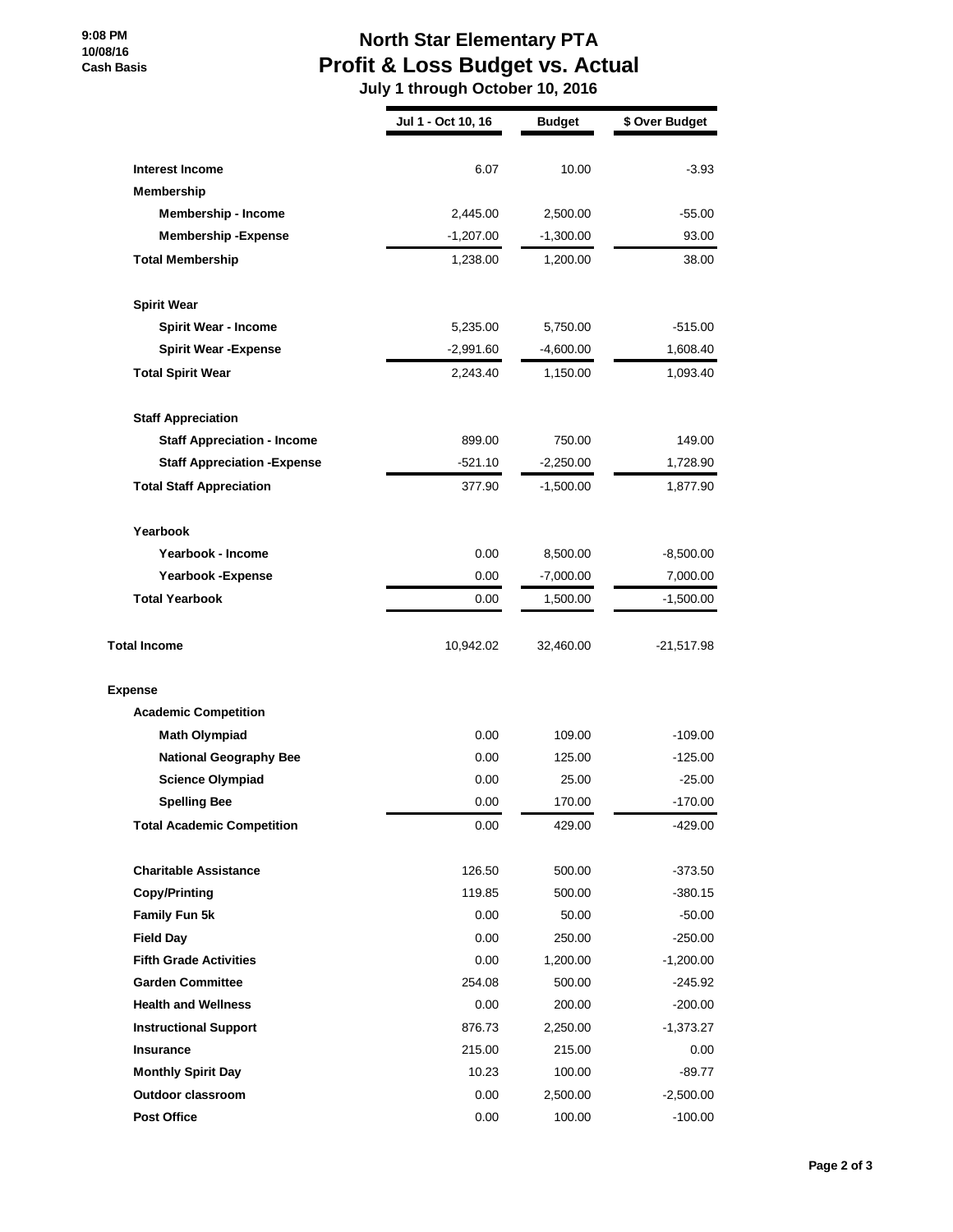9:08 PM
10/08/16
Cash Basis

# North Star Elementary PTA
## Profit & Loss Budget vs. Actual
### July 1 through October 10, 2016

| | Jul 1 - Oct 10, 16 | Budget | $ Over Budget |
|---|---|---|---|
| **Interest Income** | 6.07 | 10.00 | -3.93 |
| **Membership** | | | |
| **Membership - Income** | 2,445.00 | 2,500.00 | -55.00 |
| **Membership -Expense** | -1,207.00 | -1,300.00 | 93.00 |
| **Total Membership** | 1,238.00 | 1,200.00 | 38.00 |
| **Spirit Wear** | | | |
| **Spirit Wear - Income** | 5,235.00 | 5,750.00 | -515.00 |
| **Spirit Wear -Expense** | -2,991.60 | -4,600.00 | 1,608.40 |
| **Total Spirit Wear** | 2,243.40 | 1,150.00 | 1,093.40 |
| **Staff Appreciation** | | | |
| **Staff Appreciation - Income** | 899.00 | 750.00 | 149.00 |
| **Staff Appreciation -Expense** | -521.10 | -2,250.00 | 1,728.90 |
| **Total Staff Appreciation** | 377.90 | -1,500.00 | 1,877.90 |
| **Yearbook** | | | |
| **Yearbook - Income** | 0.00 | 8,500.00 | -8,500.00 |
| **Yearbook -Expense** | 0.00 | -7,000.00 | 7,000.00 |
| **Total Yearbook** | 0.00 | 1,500.00 | -1,500.00 |
| **Total Income** | 10,942.02 | 32,460.00 | -21,517.98 |
| **Expense** | | | |
| **Academic Competition** | | | |
| **Math Olympiad** | 0.00 | 109.00 | -109.00 |
| **National Geography Bee** | 0.00 | 125.00 | -125.00 |
| **Science Olympiad** | 0.00 | 25.00 | -25.00 |
| **Spelling Bee** | 0.00 | 170.00 | -170.00 |
| **Total Academic Competition** | 0.00 | 429.00 | -429.00 |
| **Charitable Assistance** | 126.50 | 500.00 | -373.50 |
| **Copy/Printing** | 119.85 | 500.00 | -380.15 |
| **Family Fun 5k** | 0.00 | 50.00 | -50.00 |
| **Field Day** | 0.00 | 250.00 | -250.00 |
| **Fifth Grade Activities** | 0.00 | 1,200.00 | -1,200.00 |
| **Garden Committee** | 254.08 | 500.00 | -245.92 |
| **Health and Wellness** | 0.00 | 200.00 | -200.00 |
| **Instructional Support** | 876.73 | 2,250.00 | -1,373.27 |
| **Insurance** | 215.00 | 215.00 | 0.00 |
| **Monthly Spirit Day** | 10.23 | 100.00 | -89.77 |
| **Outdoor classroom** | 0.00 | 2,500.00 | -2,500.00 |
| **Post Office** | 0.00 | 100.00 | -100.00 |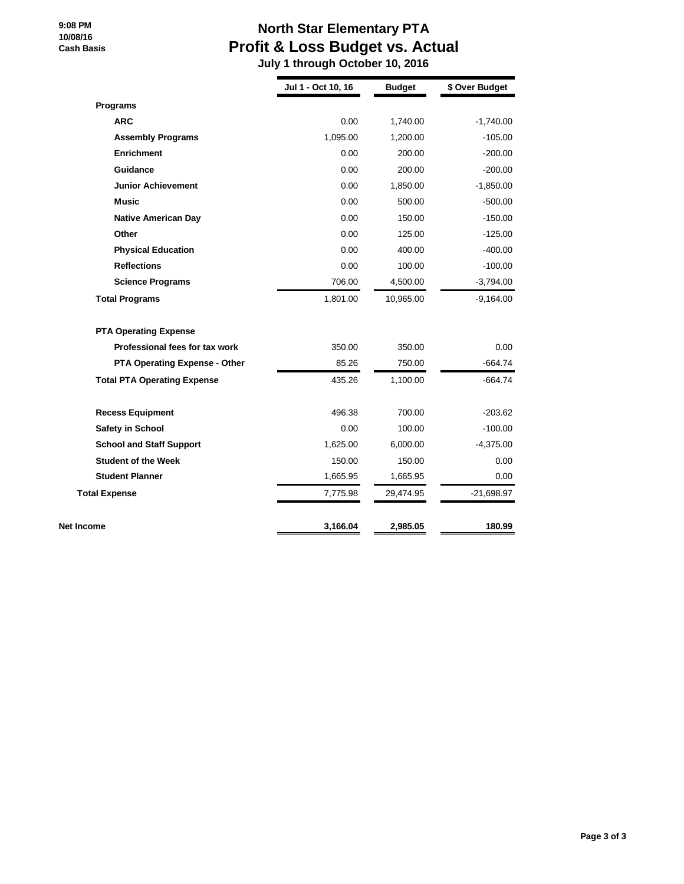9:08 PM
10/08/16
Cash Basis

# North Star Elementary PTA
# Profit & Loss Budget vs. Actual
### July 1 through October 10, 2016

| | Jul 1 - Oct 10, 16 | Budget | $ Over Budget |
|---|---|---|---|
| **Programs** | | | |
| **ARC** | 0.00 | 1,740.00 | -1,740.00 |
| **Assembly Programs** | 1,095.00 | 1,200.00 | -105.00 |
| **Enrichment** | 0.00 | 200.00 | -200.00 |
| **Guidance** | 0.00 | 200.00 | -200.00 |
| **Junior Achievement** | 0.00 | 1,850.00 | -1,850.00 |
| **Music** | 0.00 | 500.00 | -500.00 |
| **Native American Day** | 0.00 | 150.00 | -150.00 |
| **Other** | 0.00 | 125.00 | -125.00 |
| **Physical Education** | 0.00 | 400.00 | -400.00 |
| **Reflections** | 0.00 | 100.00 | -100.00 |
| **Science Programs** | 706.00 | 4,500.00 | -3,794.00 |
| **Total Programs** | 1,801.00 | 10,965.00 | -9,164.00 |
| **PTA Operating Expense** | | | |
| **Professional fees for tax work** | 350.00 | 350.00 | 0.00 |
| **PTA Operating Expense - Other** | 85.26 | 750.00 | -664.74 |
| **Total PTA Operating Expense** | 435.26 | 1,100.00 | -664.74 |
| **Recess Equipment** | 496.38 | 700.00 | -203.62 |
| **Safety in School** | 0.00 | 100.00 | -100.00 |
| **School and Staff Support** | 1,625.00 | 6,000.00 | -4,375.00 |
| **Student of the Week** | 150.00 | 150.00 | 0.00 |
| **Student Planner** | 1,665.95 | 1,665.95 | 0.00 |
| **Total Expense** | 7,775.98 | 29,474.95 | -21,698.97 |
| **Net Income** | **3,166.04** | **2,985.05** | **180.99** |